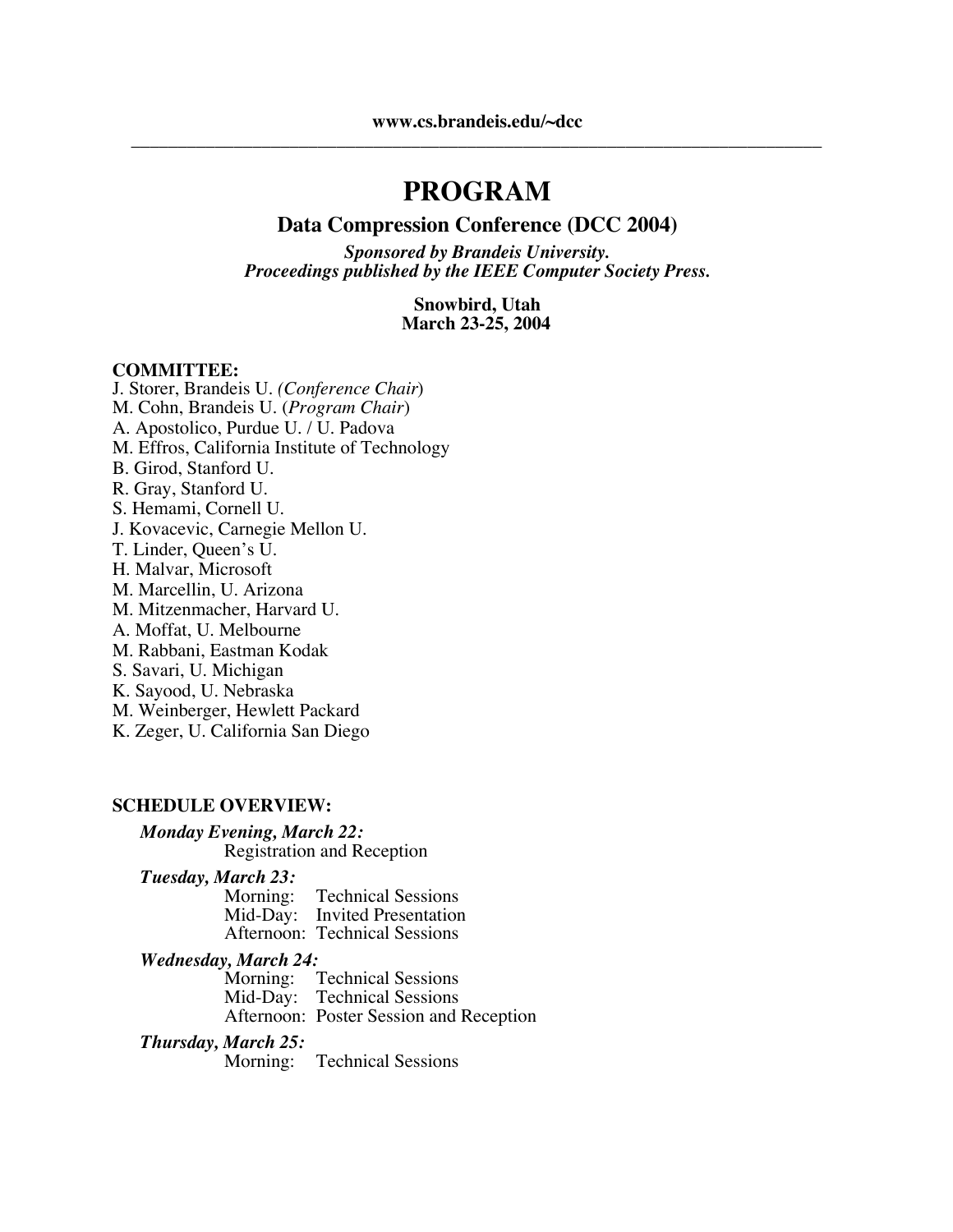**www.cs.brandeis.edu/~dcc**

---

# PROGRAM

## Data Compression Conference (DCC 2004)

***Sponsored by Brandeis University.***
***Proceedings published by the IEEE Computer Society Press.***

**Snowbird, Utah**
**March 23-25, 2004**

**COMMITTEE:**

J. Storer, Brandeis U. *(Conference Chair*)
M. Cohn, Brandeis U. (*Program Chair*)
A. Apostolico, Purdue U. / U. Padova
M. Effros, California Institute of Technology
B. Girod, Stanford U.
R. Gray, Stanford U.
S. Hemami, Cornell U.
J. Kovacevic, Carnegie Mellon U.
T. Linder, Queen's U.
H. Malvar, Microsoft
M. Marcellin, U. Arizona
M. Mitzenmacher, Harvard U.
A. Moffat, U. Melbourne
M. Rabbani, Eastman Kodak
S. Savari, U. Michigan
K. Sayood, U. Nebraska
M. Weinberger, Hewlett Packard
K. Zeger, U. California San Diego

**SCHEDULE OVERVIEW:**

***Monday Evening, March 22:***
Registration and Reception

***Tuesday, March 23:***
Morning: Technical Sessions
Mid-Day: Invited Presentation
Afternoon: Technical Sessions

***Wednesday, March 24:***
Morning: Technical Sessions
Mid-Day: Technical Sessions
Afternoon: Poster Session and Reception

***Thursday, March 25:***
Morning: Technical Sessions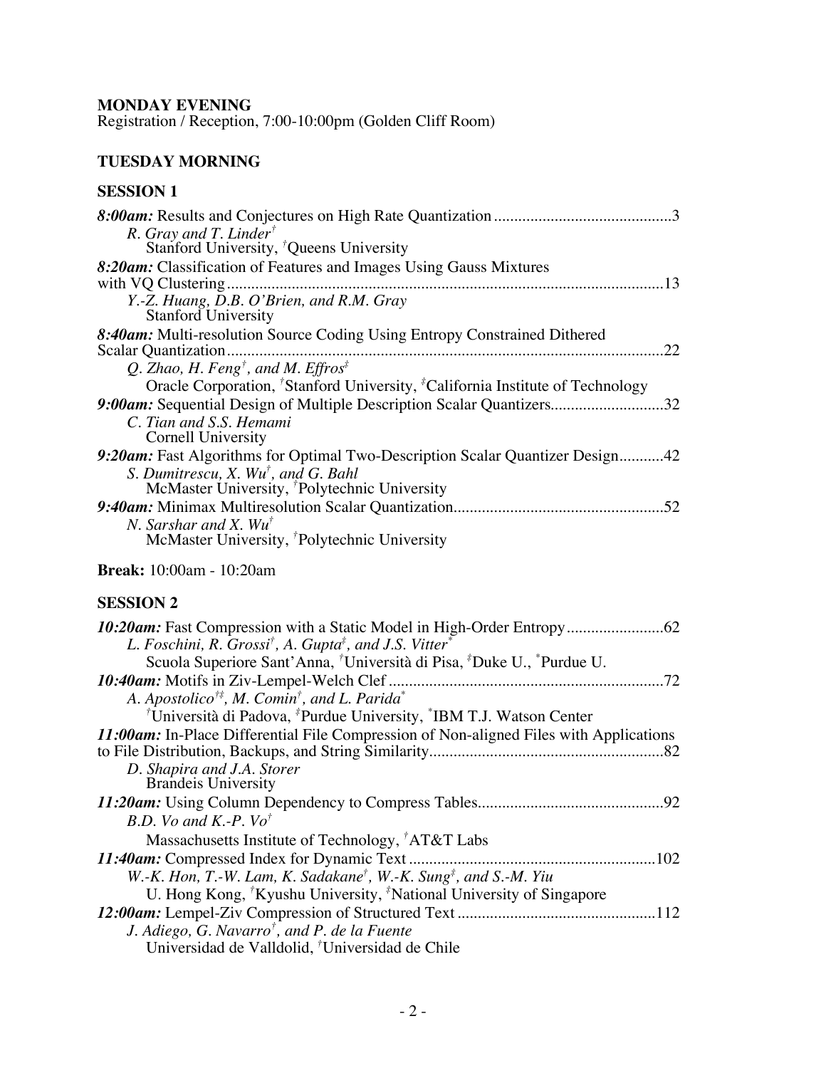**MONDAY EVENING**
Registration / Reception, 7:00-10:00pm (Golden Cliff Room)

**TUESDAY MORNING**

**SESSION 1**

***8:00am:*** Results and Conjectures on High Rate Quantization ........................................... 3
*R. Gray and T. Linder*[†]
Stanford University, [†]Queens University

***8:20am:*** Classification of Features and Images Using Gauss Mixtures with VQ Clustering ........................................... 13
*Y.-Z. Huang, D.B. O'Brien, and R.M. Gray*
Stanford University

***8:40am:*** Multi-resolution Source Coding Using Entropy Constrained Dithered Scalar Quantization ........................................... 22
*Q. Zhao, H. Feng*[†]*, and M. Effros*[‡]
Oracle Corporation, [†]Stanford University, [‡]California Institute of Technology

***9:00am:*** Sequential Design of Multiple Description Scalar Quantizers ........................................... 32
*C. Tian and S.S. Hemami*
Cornell University

***9:20am:*** Fast Algorithms for Optimal Two-Description Scalar Quantizer Design ........................................... 42
*S. Dumitrescu, X. Wu*[†]*, and G. Bahl*
McMaster University, [†]Polytechnic University

***9:40am:*** Minimax Multiresolution Scalar Quantization ........................................... 52
*N. Sarshar and X. Wu*[†]
McMaster University, [†]Polytechnic University

**Break:** 10:00am - 10:20am

**SESSION 2**

***10:20am:*** Fast Compression with a Static Model in High-Order Entropy ........................................... 62
*L. Foschini, R. Grossi*[†]*, A. Gupta*[‡]*, and J.S. Vitter*[*]
Scuola Superiore Sant'Anna, [†]Università di Pisa, [‡]Duke U., [*]Purdue U.

***10:40am:*** Motifs in Ziv-Lempel-Welch Clef ........................................... 72
*A. Apostolico*[†‡]*, M. Comin*[†]*, and L. Parida*[*]
[†]Università di Padova, [‡]Purdue University, [*]IBM T.J. Watson Center

***11:00am:*** In-Place Differential File Compression of Non-aligned Files with Applications to File Distribution, Backups, and String Similarity ........................................... 82
*D. Shapira and J.A. Storer*
Brandeis University

***11:20am:*** Using Column Dependency to Compress Tables ........................................... 92
*B.D. Vo and K.-P. Vo*[†]
Massachusetts Institute of Technology, [†]AT&T Labs

***11:40am:*** Compressed Index for Dynamic Text ........................................... 102
*W.-K. Hon, T.-W. Lam, K. Sadakane*[†]*, W.-K. Sung*[‡]*, and S.-M. Yiu*
U. Hong Kong, [†]Kyushu University, [‡]National University of Singapore

***12:00am:*** Lempel-Ziv Compression of Structured Text ........................................... 112
*J. Adiego, G. Navarro*[†]*, and P. de la Fuente*
Universidad de Valldolid, [†]Universidad de Chile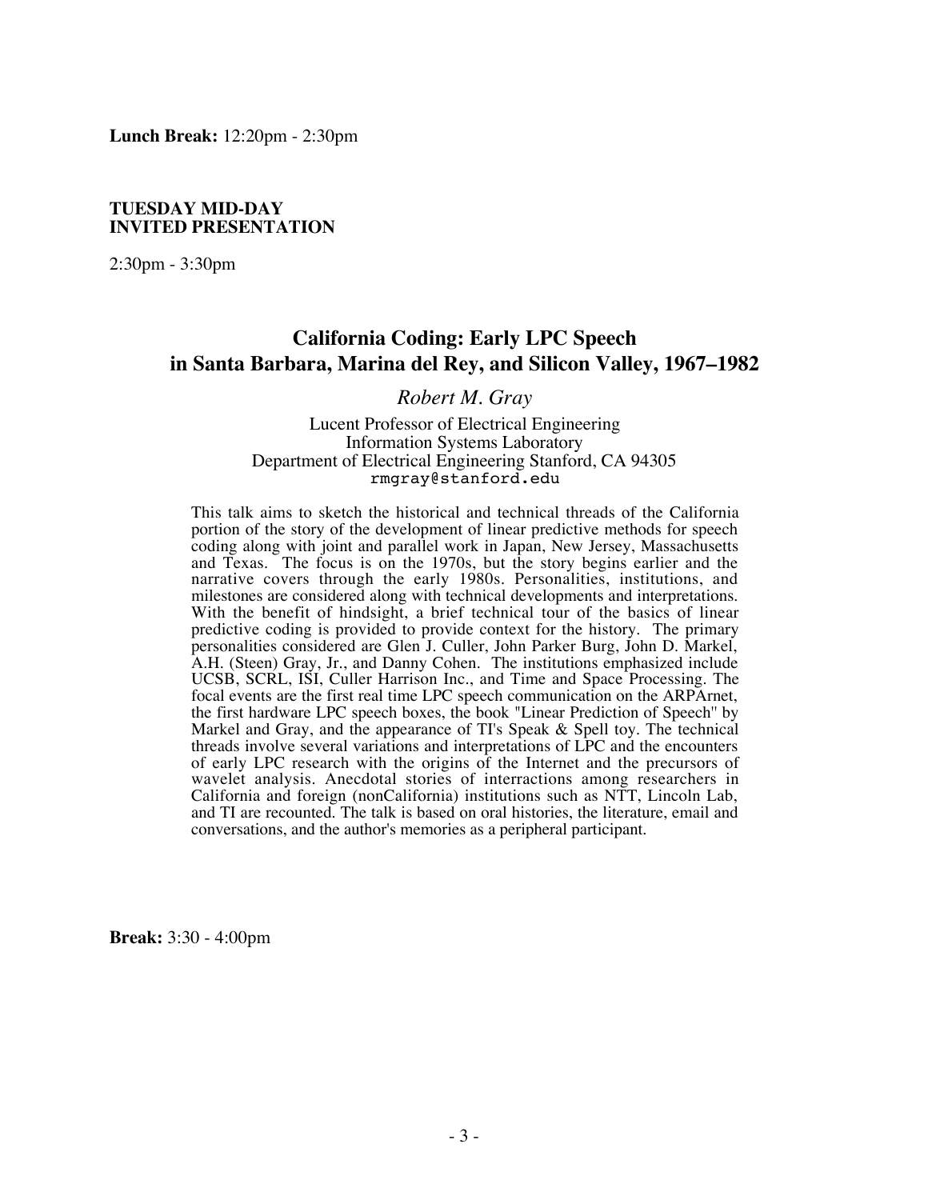**Lunch Break:** 12:20pm - 2:30pm

**TUESDAY MID-DAY**
**INVITED PRESENTATION**

2:30pm - 3:30pm

## California Coding: Early LPC Speech in Santa Barbara, Marina del Rey, and Silicon Valley, 1967–1982

*Robert M. Gray*

Lucent Professor of Electrical Engineering
Information Systems Laboratory
Department of Electrical Engineering Stanford, CA 94305
rmgray@stanford.edu

This talk aims to sketch the historical and technical threads of the California portion of the story of the development of linear predictive methods for speech coding along with joint and parallel work in Japan, New Jersey, Massachusetts and Texas. The focus is on the 1970s, but the story begins earlier and the narrative covers through the early 1980s. Personalities, institutions, and milestones are considered along with technical developments and interpretations. With the benefit of hindsight, a brief technical tour of the basics of linear predictive coding is provided to provide context for the history. The primary personalities considered are Glen J. Culler, John Parker Burg, John D. Markel, A.H. (Steen) Gray, Jr., and Danny Cohen. The institutions emphasized include UCSB, SCRL, ISI, Culler Harrison Inc., and Time and Space Processing. The focal events are the first real time LPC speech communication on the ARPArnet, the first hardware LPC speech boxes, the book "Linear Prediction of Speech" by Markel and Gray, and the appearance of TI's Speak & Spell toy. The technical threads involve several variations and interpretations of LPC and the encounters of early LPC research with the origins of the Internet and the precursors of wavelet analysis. Anecdotal stories of interractions among researchers in California and foreign (nonCalifornia) institutions such as NTT, Lincoln Lab, and TI are recounted. The talk is based on oral histories, the literature, email and conversations, and the author's memories as a peripheral participant.

**Break:** 3:30 - 4:00pm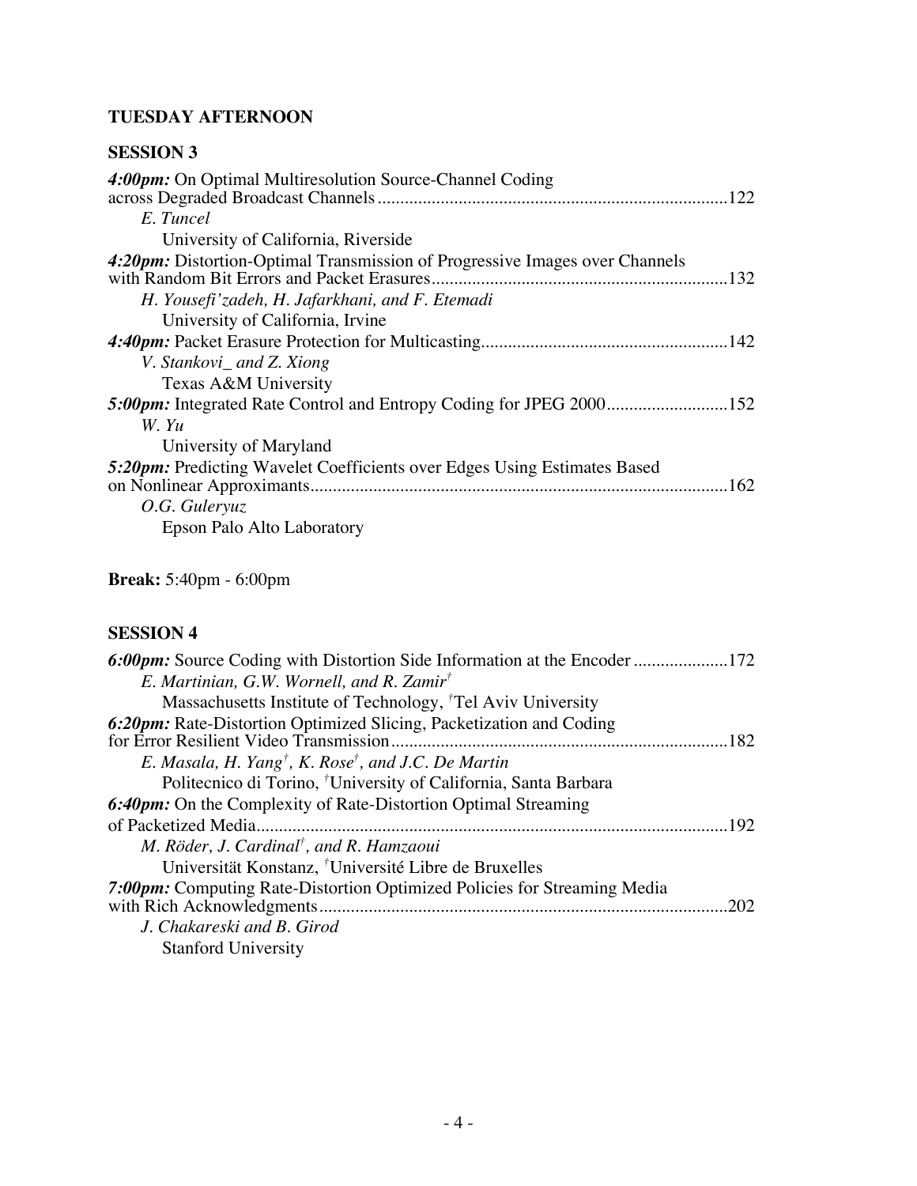**TUESDAY AFTERNOON**

**SESSION 3**

***4:00pm:*** On Optimal Multiresolution Source-Channel Coding across Degraded Broadcast Channels ............................................................................122
*E. Tuncel*
University of California, Riverside

***4:20pm:*** Distortion-Optimal Transmission of Progressive Images over Channels with Random Bit Errors and Packet Erasures.................................................................132
*H. Yousefi'zadeh, H. Jafarkhani, and F. Etemadi*
University of California, Irvine

***4:40pm:*** Packet Erasure Protection for Multicasting......................................................142
*V. Stanković_ and Z. Xiong*
Texas A&M University

***5:00pm:*** Integrated Rate Control and Entropy Coding for JPEG 2000...........................152
*W. Yu*
University of Maryland

***5:20pm:*** Predicting Wavelet Coefficients over Edges Using Estimates Based on Nonlinear Approximants............................................................................................162
*O.G. Guleryuz*
Epson Palo Alto Laboratory

**Break:** 5:40pm - 6:00pm

**SESSION 4**

***6:00pm:*** Source Coding with Distortion Side Information at the Encoder .....................172
*E. Martinian, G.W. Wornell, and R. Zamir*[†]
Massachusetts Institute of Technology, [†]Tel Aviv University

***6:20pm:*** Rate-Distortion Optimized Slicing, Packetization and Coding for Error Resilient Video Transmission..........................................................................182
*E. Masala, H. Yang*[†]*, K. Rose*[†]*, and J.C. De Martin*
Politecnico di Torino, [†]University of California, Santa Barbara

***6:40pm:*** On the Complexity of Rate-Distortion Optimal Streaming of Packetized Media..........................................................................................................192
*M. Röder, J. Cardinal*[†]*, and R. Hamzaoui*
Universität Konstanz, [†]Université Libre de Bruxelles

***7:00pm:*** Computing Rate-Distortion Optimized Policies for Streaming Media with Rich Acknowledgments..........................................................................................202
*J. Chakareski and B. Girod*
Stanford University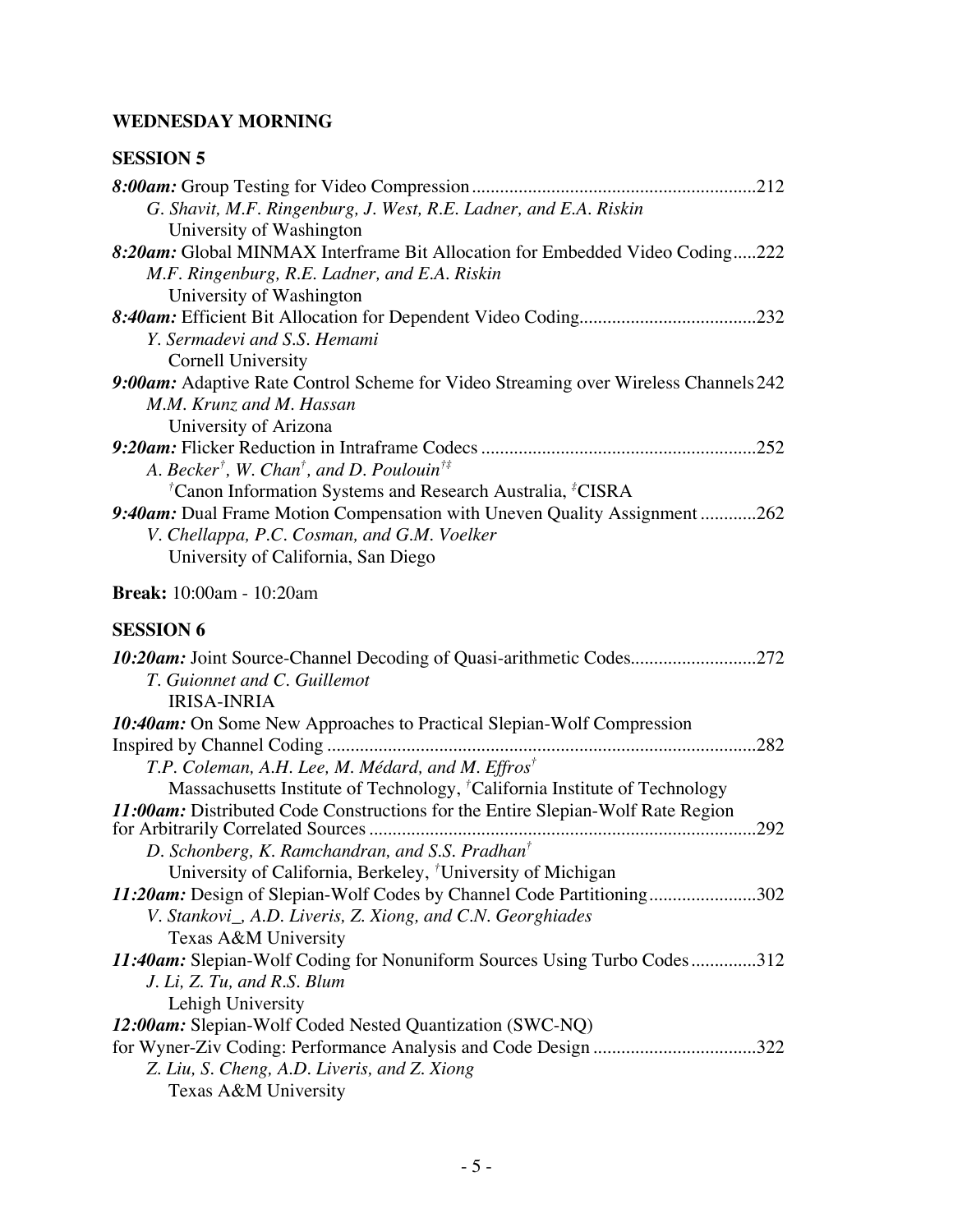**WEDNESDAY MORNING**

**SESSION 5**

***8:00am:*** Group Testing for Video Compression............................................................212
*G. Shavit, M.F. Ringenburg, J. West, R.E. Ladner, and E.A. Riskin*
University of Washington

***8:20am:*** Global MINMAX Interframe Bit Allocation for Embedded Video Coding.....222
*M.F. Ringenburg, R.E. Ladner, and E.A. Riskin*
University of Washington

***8:40am:*** Efficient Bit Allocation for Dependent Video Coding......................................232
*Y. Sermadevi and S.S. Hemami*
Cornell University

***9:00am:*** Adaptive Rate Control Scheme for Video Streaming over Wireless Channels 242
*M.M. Krunz and M. Hassan*
University of Arizona

***9:20am:*** Flicker Reduction in Intraframe Codecs ..........................................................252
*A. Becker[†], W. Chan[†], and D. Poulouin[†‡]*
[†]Canon Information Systems and Research Australia, [‡]CISRA

***9:40am:*** Dual Frame Motion Compensation with Uneven Quality Assignment ............262
*V. Chellappa, P.C. Cosman, and G.M. Voelker*
University of California, San Diego

**Break:** 10:00am - 10:20am

**SESSION 6**

***10:20am:*** Joint Source-Channel Decoding of Quasi-arithmetic Codes...........................272
*T. Guionnet and C. Guillemot*
IRISA-INRIA

***10:40am:*** On Some New Approaches to Practical Slepian-Wolf Compression Inspired by Channel Coding ...........................................................................................282
*T.P. Coleman, A.H. Lee, M. Médard, and M. Effros[†]*
Massachusetts Institute of Technology, [†]California Institute of Technology

***11:00am:*** Distributed Code Constructions for the Entire Slepian-Wolf Rate Region for Arbitrarily Correlated Sources ..................................................................................292
*D. Schonberg, K. Ramchandran, and S.S. Pradhan[†]*
University of California, Berkeley, [†]University of Michigan

***11:20am:*** Design of Slepian-Wolf Codes by Channel Code Partitioning.......................302
*V. Stankovi_, A.D. Liveris, Z. Xiong, and C.N. Georghiades*
Texas A&M University

***11:40am:*** Slepian-Wolf Coding for Nonuniform Sources Using Turbo Codes..............312
*J. Li, Z. Tu, and R.S. Blum*
Lehigh University

***12:00am:*** Slepian-Wolf Coded Nested Quantization (SWC-NQ) for Wyner-Ziv Coding: Performance Analysis and Code Design ..................................322
*Z. Liu, S. Cheng, A.D. Liveris, and Z. Xiong*
Texas A&M University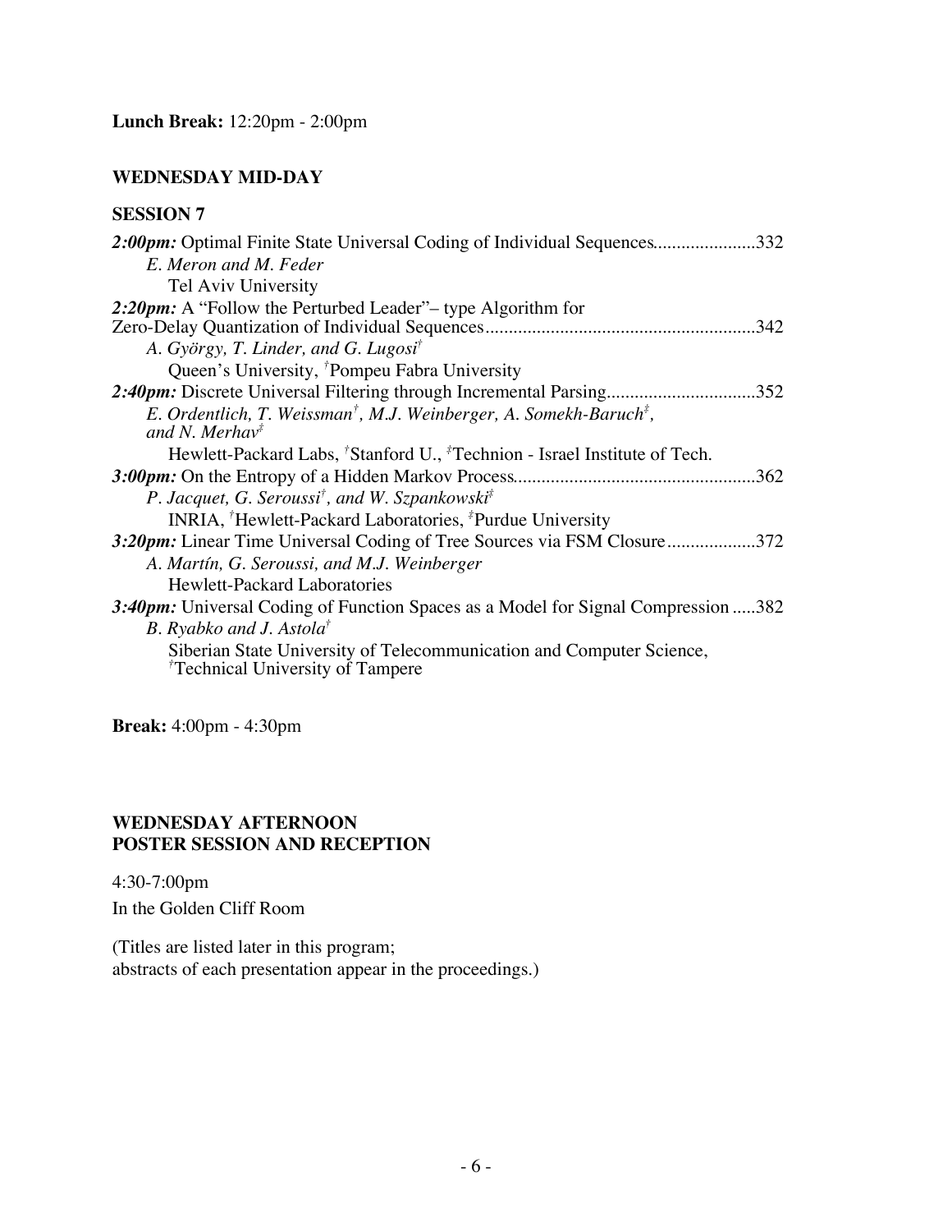**Lunch Break:** 12:20pm - 2:00pm

## WEDNESDAY MID-DAY

### SESSION 7

***2:00pm:*** Optimal Finite State Universal Coding of Individual Sequences......................332
*E. Meron and M. Feder*
Tel Aviv University

***2:20pm:*** A "Follow the Perturbed Leader"– type Algorithm for Zero-Delay Quantization of Individual Sequences..........................................................342
*A. György, T. Linder, and G. Lugosi*[†]
Queen's University, [†]Pompeu Fabra University

***2:40pm:*** Discrete Universal Filtering through Incremental Parsing................................352
*E. Ordentlich, T. Weissman*[†]*, M.J. Weinberger, A. Somekh-Baruch*[‡]*, and N. Merhav*[‡]
Hewlett-Packard Labs, [†]Stanford U., [‡]Technion - Israel Institute of Tech.

***3:00pm:*** On the Entropy of a Hidden Markov Process...................................................362
*P. Jacquet, G. Seroussi*[†]*, and W. Szpankowski*[‡]
INRIA, [†]Hewlett-Packard Laboratories, [‡]Purdue University

***3:20pm:*** Linear Time Universal Coding of Tree Sources via FSM Closure...................372
*A. Martín, G. Seroussi, and M.J. Weinberger*
Hewlett-Packard Laboratories

***3:40pm:*** Universal Coding of Function Spaces as a Model for Signal Compression .....382
*B. Ryabko and J. Astola*[†]
Siberian State University of Telecommunication and Computer Science, [†]Technical University of Tampere

**Break:** 4:00pm - 4:30pm

## WEDNESDAY AFTERNOON
## POSTER SESSION AND RECEPTION

4:30-7:00pm
In the Golden Cliff Room

(Titles are listed later in this program;
abstracts of each presentation appear in the proceedings.)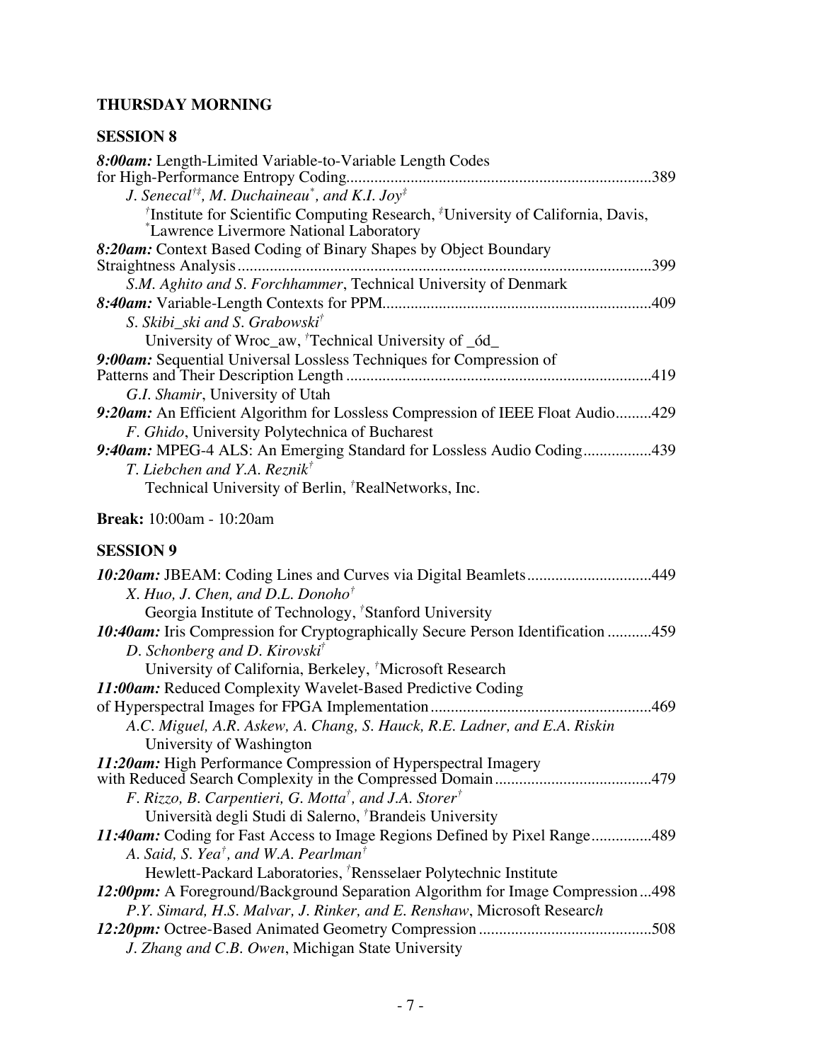## THURSDAY MORNING

### SESSION 8

***8:00am:*** Length-Limited Variable-to-Variable Length Codes for High-Performance Entropy Coding............389
*J. Senecal*[†‡]*, M. Duchaineau*[*]*, and K.I. Joy*[‡]
[†]Institute for Scientific Computing Research, [‡]University of California, Davis, [*]Lawrence Livermore National Laboratory

***8:20am:*** Context Based Coding of Binary Shapes by Object Boundary Straightness Analysis............399
*S.M. Aghito and S. Forchhammer*, Technical University of Denmark

***8:40am:*** Variable-Length Contexts for PPM............409
*S. Skibi_ski and S. Grabowski*[†]
University of Wroc_aw, [†]Technical University of _ód_

***9:00am:*** Sequential Universal Lossless Techniques for Compression of Patterns and Their Description Length............419
*G.I. Shamir*, University of Utah

***9:20am:*** An Efficient Algorithm for Lossless Compression of IEEE Float Audio............429
*F. Ghido*, University Polytechnica of Bucharest

***9:40am:*** MPEG-4 ALS: An Emerging Standard for Lossless Audio Coding............439
*T. Liebchen and Y.A. Reznik*[†]
Technical University of Berlin, [†]RealNetworks, Inc.

**Break:** 10:00am - 10:20am

### SESSION 9

***10:20am:*** JBEAM: Coding Lines and Curves via Digital Beamlets............449
*X. Huo, J. Chen, and D.L. Donoho*[†]
Georgia Institute of Technology, [†]Stanford University

***10:40am:*** Iris Compression for Cryptographically Secure Person Identification............459
*D. Schonberg and D. Kirovski*[†]
University of California, Berkeley, [†]Microsoft Research

***11:00am:*** Reduced Complexity Wavelet-Based Predictive Coding of Hyperspectral Images for FPGA Implementation............469
*A.C. Miguel, A.R. Askew, A. Chang, S. Hauck, R.E. Ladner, and E.A. Riskin*
University of Washington

***11:20am:*** High Performance Compression of Hyperspectral Imagery with Reduced Search Complexity in the Compressed Domain............479
*F. Rizzo, B. Carpentieri, G. Motta*[†]*, and J.A. Storer*[†]
Università degli Studi di Salerno, [†]Brandeis University

***11:40am:*** Coding for Fast Access to Image Regions Defined by Pixel Range............489
*A. Said, S. Yea*[†]*, and W.A. Pearlman*[†]
Hewlett-Packard Laboratories, [†]Rensselaer Polytechnic Institute

***12:00pm:*** A Foreground/Background Separation Algorithm for Image Compression............498
*P.Y. Simard, H.S. Malvar, J. Rinker, and E. Renshaw*, Microsoft Research

***12:20pm:*** Octree-Based Animated Geometry Compression............508
*J. Zhang and C.B. Owen*, Michigan State University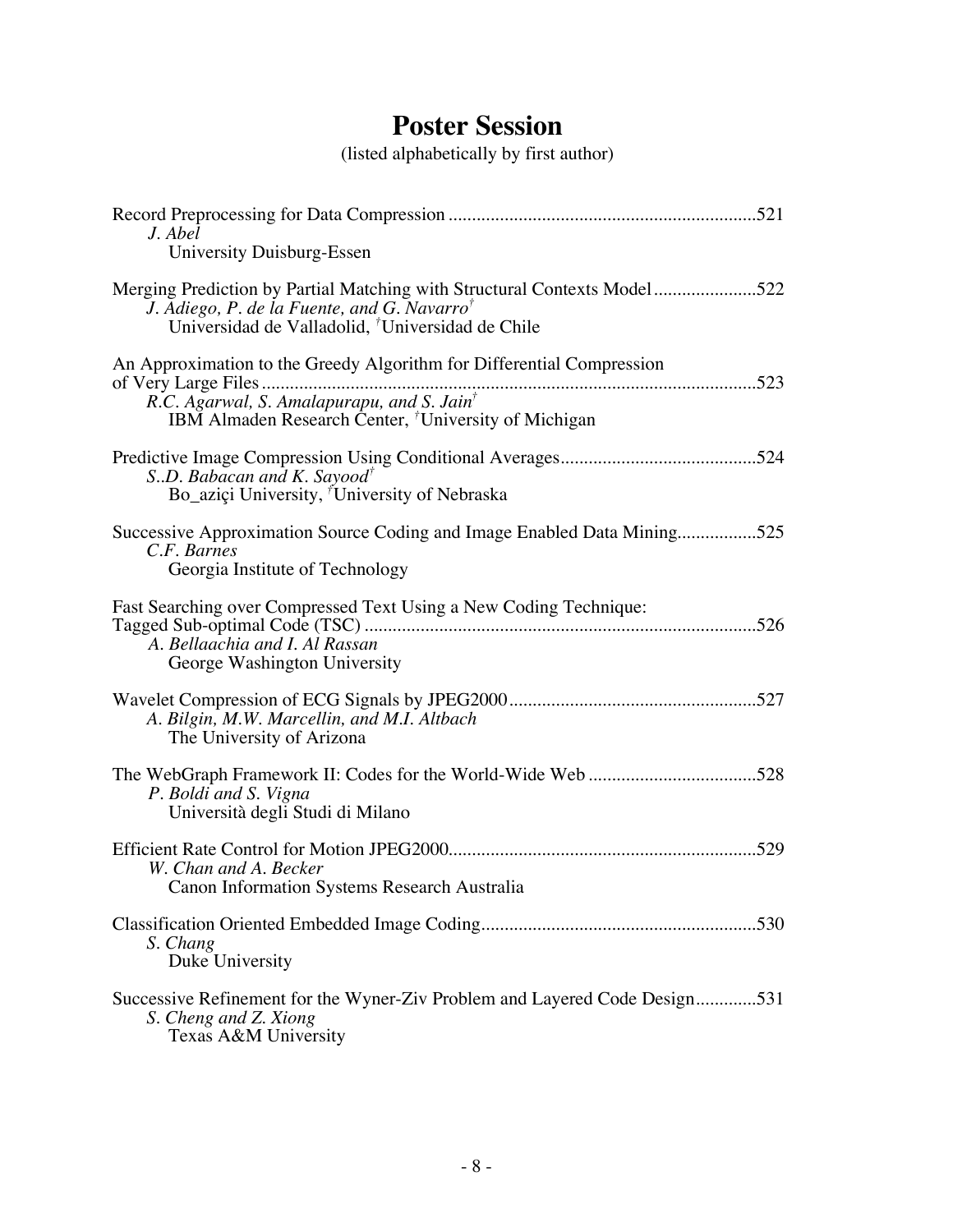# Poster Session

(listed alphabetically by first author)

Record Preprocessing for Data Compression ....................................................................521
*J. Abel*
University Duisburg-Essen

Merging Prediction by Partial Matching with Structural Contexts Model......................522
*J. Adiego, P. de la Fuente, and G. Navarro*[†]
Universidad de Valladolid, [†]Universidad de Chile

An Approximation to the Greedy Algorithm for Differential Compression of Very Large Files ..........................................................................................................523
*R.C. Agarwal, S. Amalapurapu, and S. Jain*[†]
IBM Almaden Research Center, [†]University of Michigan

Predictive Image Compression Using Conditional Averages..........................................524
*S..D. Babacan and K. Sayood*[†]
Bo_aziçi University, [†]University of Nebraska

Successive Approximation Source Coding and Image Enabled Data Mining.................525
*C.F. Barnes*
Georgia Institute of Technology

Fast Searching over Compressed Text Using a New Coding Technique: Tagged Sub-optimal Code (TSC) ...................................................................................526
*A. Bellaachia and I. Al Rassan*
George Washington University

Wavelet Compression of ECG Signals by JPEG2000.....................................................527
*A. Bilgin, M.W. Marcellin, and M.I. Altbach*
The University of Arizona

The WebGraph Framework II: Codes for the World-Wide Web ....................................528
*P. Boldi and S. Vigna*
Università degli Studi di Milano

Efficient Rate Control for Motion JPEG2000..................................................................529
*W. Chan and A. Becker*
Canon Information Systems Research Australia

Classification Oriented Embedded Image Coding...........................................................530
*S. Chang*
Duke University

Successive Refinement for the Wyner-Ziv Problem and Layered Code Design.............531
*S. Cheng and Z. Xiong*
Texas A&M University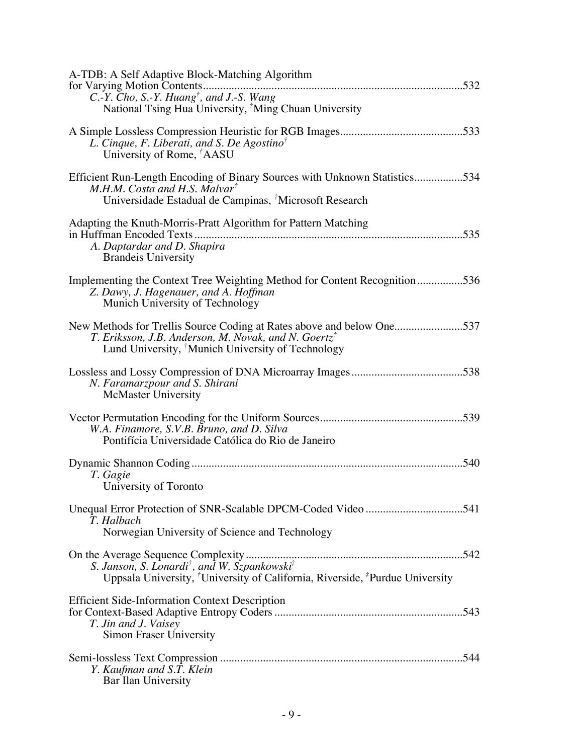A-TDB: A Self Adaptive Block-Matching Algorithm for Varying Motion Contents ........................................................................................... 532
*C.-Y. Cho, S.-Y. Huang*[†], *and J.-S. Wang*
National Tsing Hua University, [†]Ming Chuan University

A Simple Lossless Compression Heuristic for RGB Images........................................... 533
*L. Cinque, F. Liberati, and S. De Agostino*[†]
University of Rome, [†]AASU

Efficient Run-Length Encoding of Binary Sources with Unknown Statistics................. 534
*M.H.M. Costa and H.S. Malvar*[†]
Universidade Estadual de Campinas, [†]Microsoft Research

Adapting the Knuth-Morris-Pratt Algorithm for Pattern Matching in Huffman Encoded Texts ............................................................................................. 535
*A. Daptardar and D. Shapira*
Brandeis University

Implementing the Context Tree Weighting Method for Content Recognition ................ 536
*Z. Dawy, J. Hagenauer, and A. Hoffman*
Munich University of Technology

New Methods for Trellis Source Coding at Rates above and below One........................ 537
*T. Eriksson, J.B. Anderson, M. Novak, and N. Goertz*[†]
Lund University, [†]Munich University of Technology

Lossless and Lossy Compression of DNA Microarray Images ....................................... 538
*N. Faramarzpour and S. Shirani*
McMaster University

Vector Permutation Encoding for the Uniform Sources.................................................. 539
*W.A. Finamore, S.V.B. Bruno, and D. Silva*
Pontifícia Universidade Católica do Rio de Janeiro

Dynamic Shannon Coding .............................................................................................. 540
*T. Gagie*
University of Toronto

Unequal Error Protection of SNR-Scalable DPCM-Coded Video .................................. 541
*T. Halbach*
Norwegian University of Science and Technology

On the Average Sequence Complexity ........................................................................... 542
*S. Janson, S. Lonardi*[†], *and W. Szpankowski*[‡]
Uppsala University, [†]University of California, Riverside, [‡]Purdue University

Efficient Side-Information Context Description for Context-Based Adaptive Entropy Coders ................................................................. 543
*T. Jin and J. Vaisey*
Simon Fraser University

Semi-lossless Text Compression .................................................................................... 544
*Y. Kaufman and S.T. Klein*
Bar Ilan University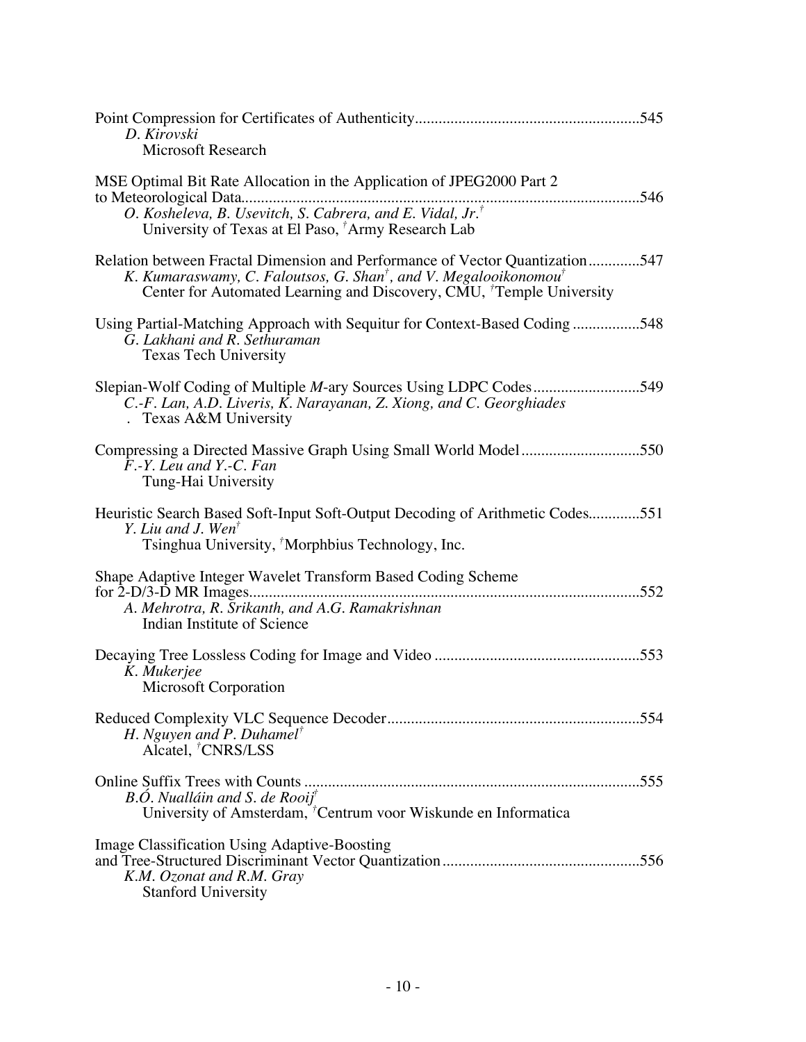Point Compression for Certificates of Authenticity........................................................545
*D. Kirovski*
Microsoft Research

MSE Optimal Bit Rate Allocation in the Application of JPEG2000 Part 2 to Meteorological Data....................................................................................................546
*O. Kosheleva, B. Usevitch, S. Cabrera, and E. Vidal, Jr.*[†]
University of Texas at El Paso, [†]Army Research Lab

Relation between Fractal Dimension and Performance of Vector Quantization.............547
*K. Kumaraswamy, C. Faloutsos, G. Shan*[†]*, and V. Megalooikonomou*[†]
Center for Automated Learning and Discovery, CMU, [†]Temple University

Using Partial-Matching Approach with Sequitur for Context-Based Coding .................548
*G. Lakhani and R. Sethuraman*
Texas Tech University

Slepian-Wolf Coding of Multiple *M*-ary Sources Using LDPC Codes...........................549
*C.-F. Lan, A.D. Liveris, K. Narayanan, Z. Xiong, and C. Georghiades*
Texas A&M University

Compressing a Directed Massive Graph Using Small World Model..............................550
*F.-Y. Leu and Y.-C. Fan*
Tung-Hai University

Heuristic Search Based Soft-Input Soft-Output Decoding of Arithmetic Codes.............551
*Y. Liu and J. Wen*[†]
Tsinghua University, [†]Morphbius Technology, Inc.

Shape Adaptive Integer Wavelet Transform Based Coding Scheme for 2-D/3-D MR Images..................................................................................................552
*A. Mehrotra, R. Srikanth, and A.G. Ramakrishnan*
Indian Institute of Science

Decaying Tree Lossless Coding for Image and Video ....................................................553
*K. Mukerjee*
Microsoft Corporation

Reduced Complexity VLC Sequence Decoder................................................................554
*H. Nguyen and P. Duhamel*[†]
Alcatel, [†]CNRS/LSS

Online Suffix Trees with Counts .....................................................................................555
*B.Ó. Nualláin and S. de Rooij*[†]
University of Amsterdam, [†]Centrum voor Wiskunde en Informatica

Image Classification Using Adaptive-Boosting and Tree-Structured Discriminant Vector Quantization..................................................556
*K.M. Ozonat and R.M. Gray*
Stanford University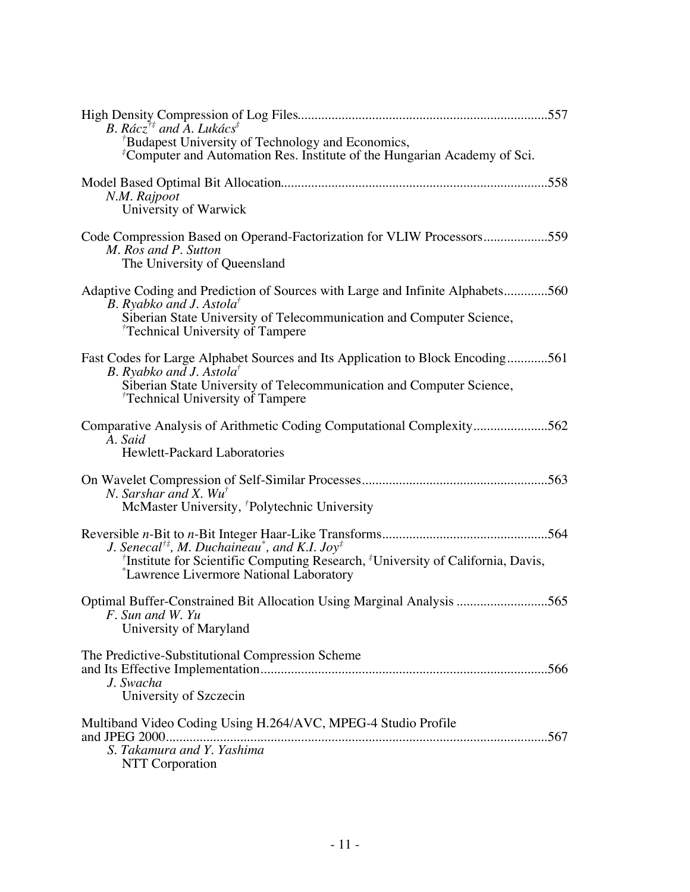High Density Compression of Log Files.........................................................................557
*B. Rácz*[†‡] *and A. Lukács*[‡]
[†]Budapest University of Technology and Economics,
[‡]Computer and Automation Res. Institute of the Hungarian Academy of Sci.

Model Based Optimal Bit Allocation..............................................................................558
*N.M. Rajpoot*
University of Warwick

Code Compression Based on Operand-Factorization for VLIW Processors...................559
*M. Ros and P. Sutton*
The University of Queensland

Adaptive Coding and Prediction of Sources with Large and Infinite Alphabets.............560
*B. Ryabko and J. Astola*[†]
Siberian State University of Telecommunication and Computer Science,
[†]Technical University of Tampere

Fast Codes for Large Alphabet Sources and Its Application to Block Encoding............561
*B. Ryabko and J. Astola*[†]
Siberian State University of Telecommunication and Computer Science,
[†]Technical University of Tampere

Comparative Analysis of Arithmetic Coding Computational Complexity......................562
*A. Said*
Hewlett-Packard Laboratories

On Wavelet Compression of Self-Similar Processes.......................................................563
*N. Sarshar and X. Wu*[†]
McMaster University, [†]Polytechnic University

Reversible *n*-Bit to *n*-Bit Integer Haar-Like Transforms.................................................564
*J. Senecal*[†‡]*, M. Duchaineau*[*]*, and K.I. Joy*[‡]
[†]Institute for Scientific Computing Research, [‡]University of California, Davis,
[*]Lawrence Livermore National Laboratory

Optimal Buffer-Constrained Bit Allocation Using Marginal Analysis ...........................565
*F. Sun and W. Yu*
University of Maryland

The Predictive-Substitutional Compression Scheme
and Its Effective Implementation....................................................................................566
*J. Swacha*
University of Szczecin

Multiband Video Coding Using H.264/AVC, MPEG-4 Studio Profile
and JPEG 2000.................................................................................................................567
*S. Takamura and Y. Yashima*
NTT Corporation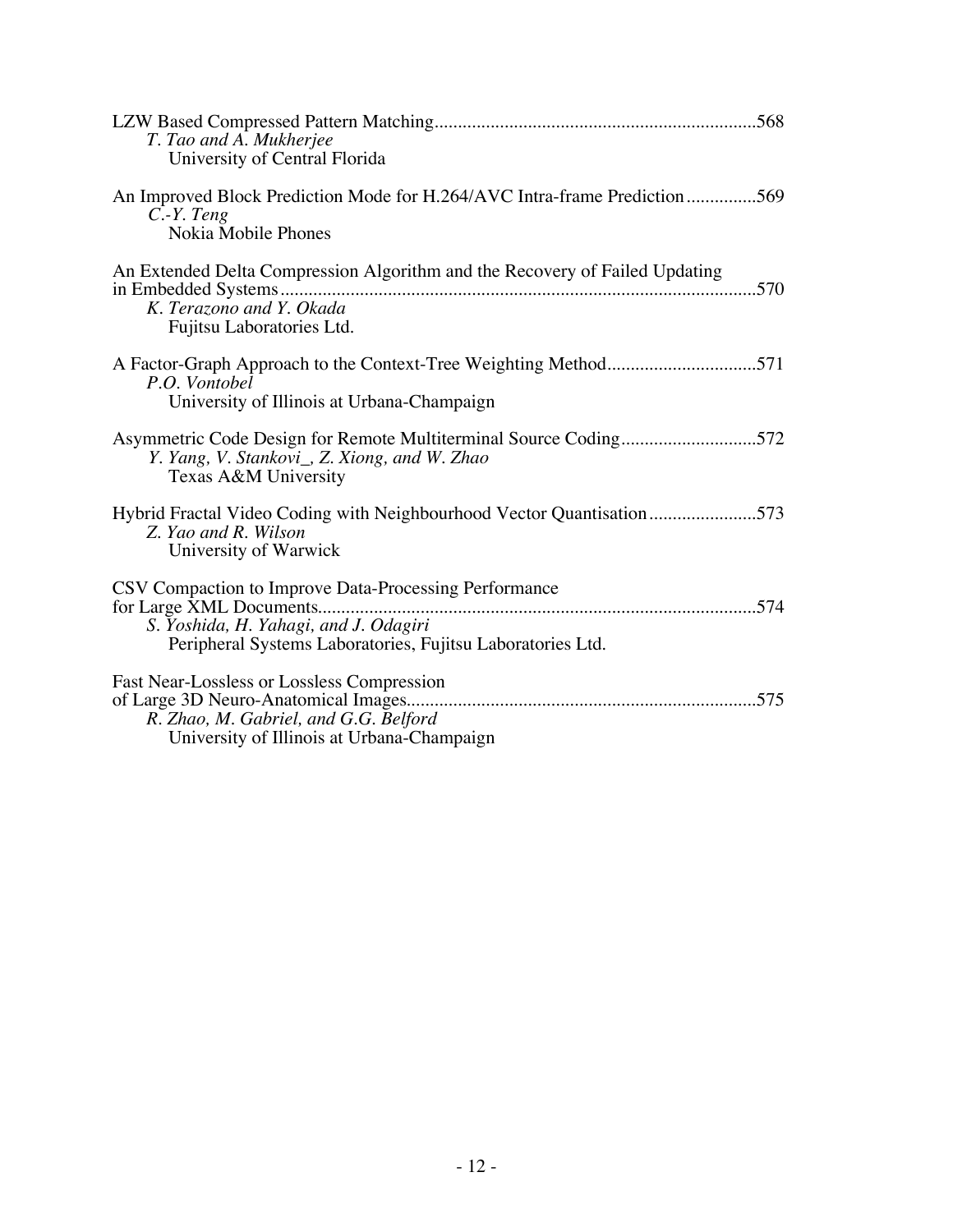LZW Based Compressed Pattern Matching....................................................................568
*T. Tao and A. Mukherjee*
University of Central Florida

An Improved Block Prediction Mode for H.264/AVC Intra-frame Prediction...............569
*C.-Y. Teng*
Nokia Mobile Phones

An Extended Delta Compression Algorithm and the Recovery of Failed Updating in Embedded Systems.....................................................................................................570
*K. Terazono and Y. Okada*
Fujitsu Laboratories Ltd.

A Factor-Graph Approach to the Context-Tree Weighting Method................................571
*P.O. Vontobel*
University of Illinois at Urbana-Champaign

Asymmetric Code Design for Remote Multiterminal Source Coding.............................572
*Y. Yang, V. Stankovi_, Z. Xiong, and W. Zhao*
Texas A&M University

Hybrid Fractal Video Coding with Neighbourhood Vector Quantisation.......................573
*Z. Yao and R. Wilson*
University of Warwick

CSV Compaction to Improve Data-Processing Performance for Large XML Documents.............................................................................................574
*S. Yoshida, H. Yahagi, and J. Odagiri*
Peripheral Systems Laboratories, Fujitsu Laboratories Ltd.

Fast Near-Lossless or Lossless Compression of Large 3D Neuro-Anatomical Images..........................................................................575
*R. Zhao, M. Gabriel, and G.G. Belford*
University of Illinois at Urbana-Champaign